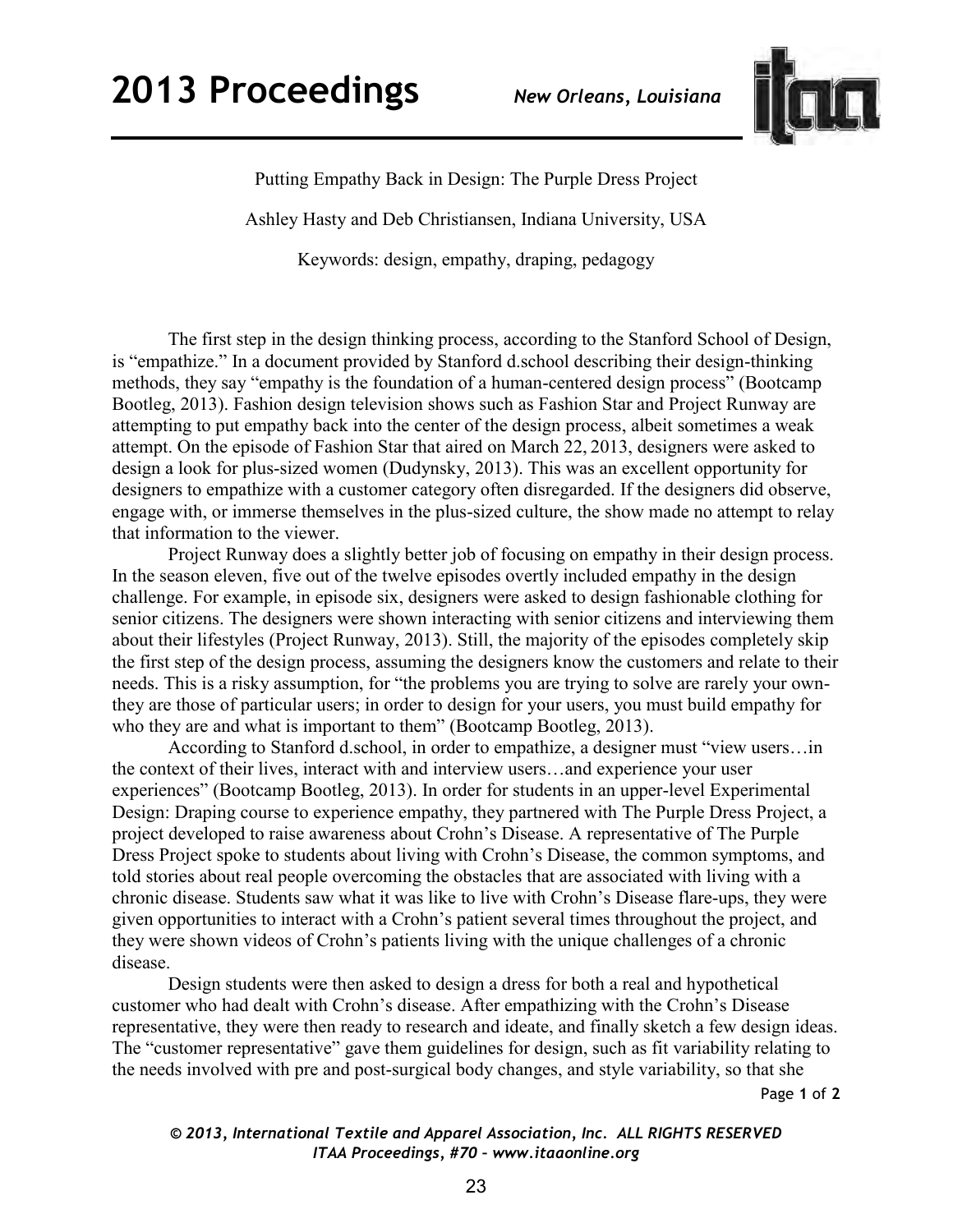# Putting Empathy Back in Design: The Purple Dress Project

Ashley Hasty and Deb Christiansen, Indiana University, USA

Keywords: design, empathy, draping, pedagogy

The first step in the design thinking process, according to the Stanford School of Design, is "empathize." In a document provided by Stanford d.school describing their design-thinking methods, they say "empathy is the foundation of a human-centered design process" (Bootcamp Bootleg, 2013). Fashion design television shows such as Fashion Star and Project Runway are attempting to put empathy back into the center of the design process, albeit sometimes a weak attempt. On the episode of Fashion Star that aired on March 22, 2013, designers were asked to design a look for plus-sized women (Dudynsky, 2013). This was an excellent opportunity for designers to empathize with a customer category often disregarded. If the designers did observe, engage with, or immerse themselves in the plus-sized culture, the show made no attempt to relay that information to the viewer.

Project Runway does a slightly better job of focusing on empathy in their design process. In the season eleven, five out of the twelve episodes overtly included empathy in the design challenge. For example, in episode six, designers were asked to design fashionable clothing for senior citizens. The designers were shown interacting with senior citizens and interviewing them about their lifestyles (Project Runway, 2013). Still, the majority of the episodes completely skip the first step of the design process, assuming the designers know the customers and relate to their needs. This is a risky assumption, for "the problems you are trying to solve are rarely your own-they are those of particular users; in order to design for your users, you must build empathy for who they are and what is important to them" (Bootcamp Bootleg, 2013).

According to Stanford d.school, in order to empathize, a designer must "view users…in the context of their lives, interact with and interview users…and experience your user experiences" (Bootcamp Bootleg, 2013). In order for students in an upper-level Experimental Design: Draping course to experience empathy, they partnered with The Purple Dress Project, a project developed to raise awareness about Crohn's Disease. A representative of The Purple Dress Project spoke to students about living with Crohn's Disease, the common symptoms, and told stories about real people overcoming the obstacles that are associated with living with a chronic disease. Students saw what it was like to live with Crohn's Disease flare-ups, they were given opportunities to interact with a Crohn's patient several times throughout the project, and they were shown videos of Crohn's patients living with the unique challenges of a chronic disease.

Design students were then asked to design a dress for both a real and hypothetical customer who had dealt with Crohn's disease. After empathizing with the Crohn's Disease representative, they were then ready to research and ideate, and finally sketch a few design ideas. The "customer representative" gave them guidelines for design, such as fit variability relating to the needs involved with pre and post-surgical body changes, and style variability, so that she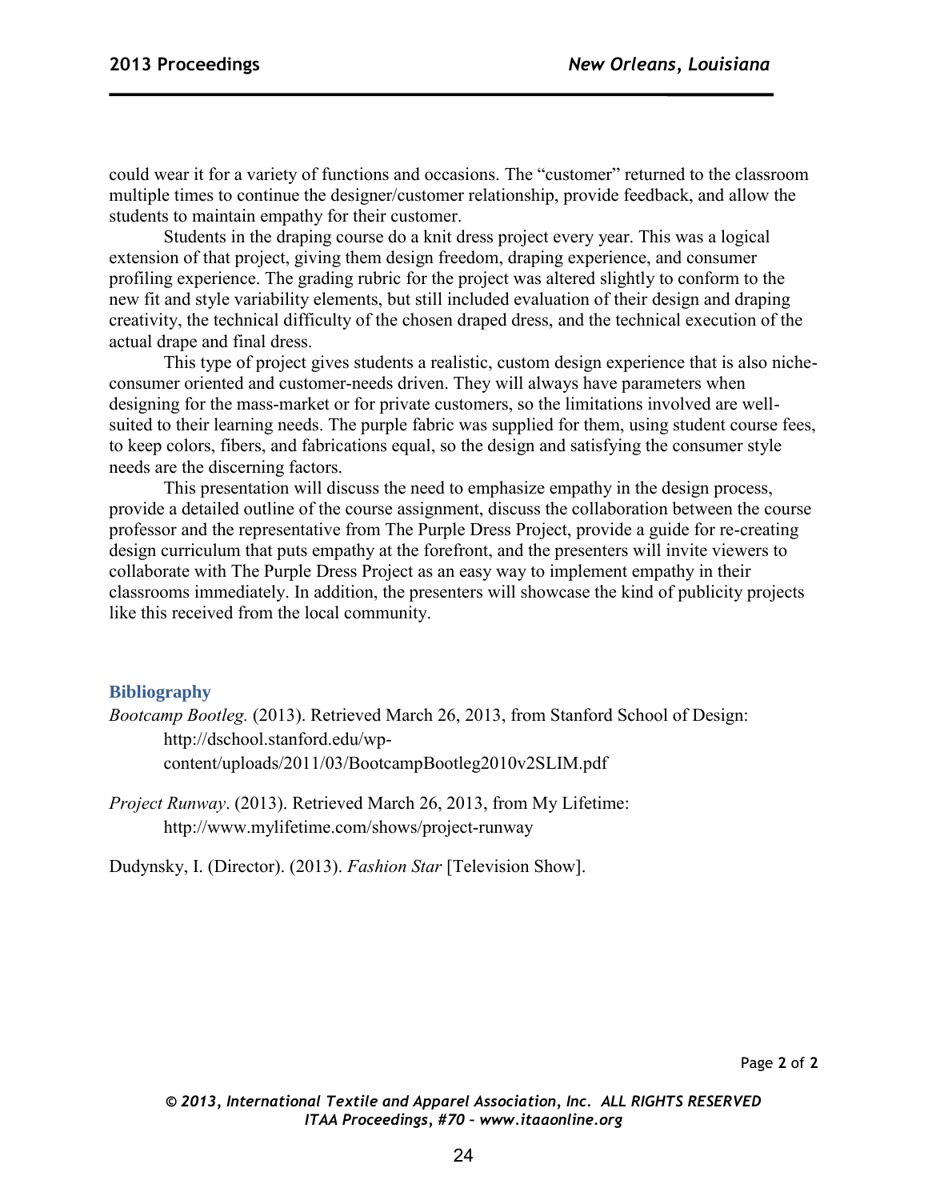could wear it for a variety of functions and occasions. The "customer" returned to the classroom multiple times to continue the designer/customer relationship, provide feedback, and allow the students to maintain empathy for their customer.

Students in the draping course do a knit dress project every year. This was a logical extension of that project, giving them design freedom, draping experience, and consumer profiling experience. The grading rubric for the project was altered slightly to conform to the new fit and style variability elements, but still included evaluation of their design and draping creativity, the technical difficulty of the chosen draped dress, and the technical execution of the actual drape and final dress.

This type of project gives students a realistic, custom design experience that is also niche-consumer oriented and customer-needs driven. They will always have parameters when designing for the mass-market or for private customers, so the limitations involved are well-suited to their learning needs. The purple fabric was supplied for them, using student course fees, to keep colors, fibers, and fabrications equal, so the design and satisfying the consumer style needs are the discerning factors.

This presentation will discuss the need to emphasize empathy in the design process, provide a detailed outline of the course assignment, discuss the collaboration between the course professor and the representative from The Purple Dress Project, provide a guide for re-creating design curriculum that puts empathy at the forefront, and the presenters will invite viewers to collaborate with The Purple Dress Project as an easy way to implement empathy in their classrooms immediately. In addition, the presenters will showcase the kind of publicity projects like this received from the local community.

## Bibliography

*Bootcamp Bootleg.* (2013). Retrieved March 26, 2013, from Stanford School of Design: http://dschool.stanford.edu/wp-content/uploads/2011/03/BootcampBootleg2010v2SLIM.pdf

*Project Runway*. (2013). Retrieved March 26, 2013, from My Lifetime: http://www.mylifetime.com/shows/project-runway

Dudynsky, I. (Director). (2013). *Fashion Star* [Television Show].